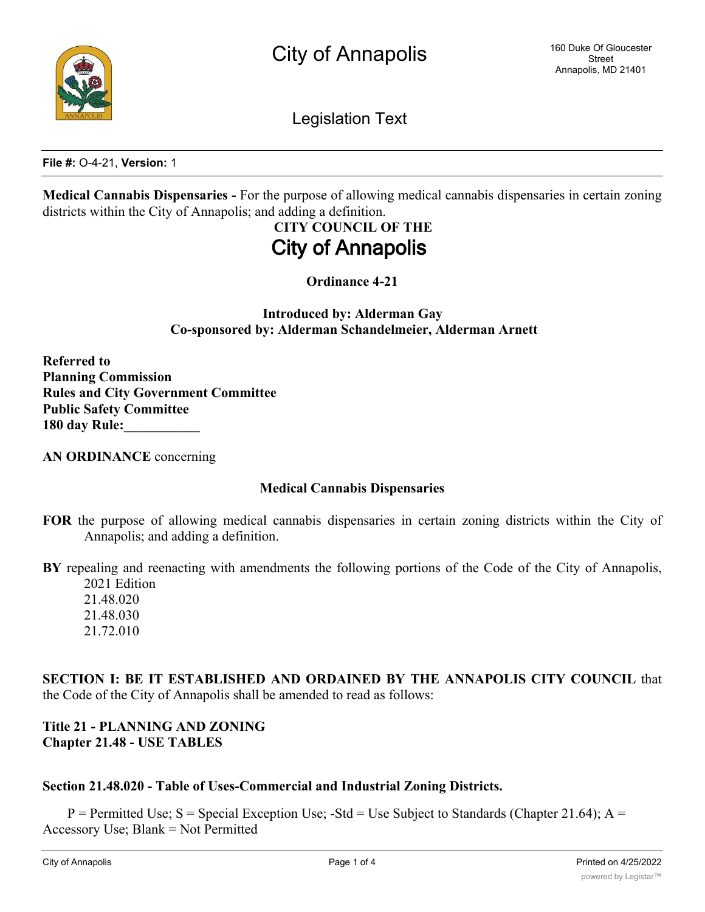# City of Annapolis

160 Duke Of Gloucester Street
Annapolis, MD 21401

## Legislation Text

**File #:** O-4-21, **Version:** 1

**Medical Cannabis Dispensaries -** For the purpose of allowing medical cannabis dispensaries in certain zoning districts within the City of Annapolis; and adding a definition.

**CITY COUNCIL OF THE**
**City of Annapolis**

**Ordinance 4-21**

**Introduced by: Alderman Gay**
**Co-sponsored by: Alderman Schandelmeier, Alderman Arnett**

**Referred to**
**Planning Commission**
**Rules and City Government Committee**
**Public Safety Committee**
**180 day Rule:___________**

**AN ORDINANCE** concerning

**Medical Cannabis Dispensaries**

**FOR** the purpose of allowing medical cannabis dispensaries in certain zoning districts within the City of Annapolis; and adding a definition.

**BY** repealing and reenacting with amendments the following portions of the Code of the City of Annapolis, 2021 Edition
21.48.020
21.48.030
21.72.010

**SECTION I: BE IT ESTABLISHED AND ORDAINED BY THE ANNAPOLIS CITY COUNCIL** that the Code of the City of Annapolis shall be amended to read as follows:

**Title 21 - PLANNING AND ZONING**
**Chapter 21.48 - USE TABLES**

**Section 21.48.020 - Table of Uses-Commercial and Industrial Zoning Districts.**

P = Permitted Use; S = Special Exception Use; -Std = Use Subject to Standards (Chapter 21.64); A = Accessory Use; Blank = Not Permitted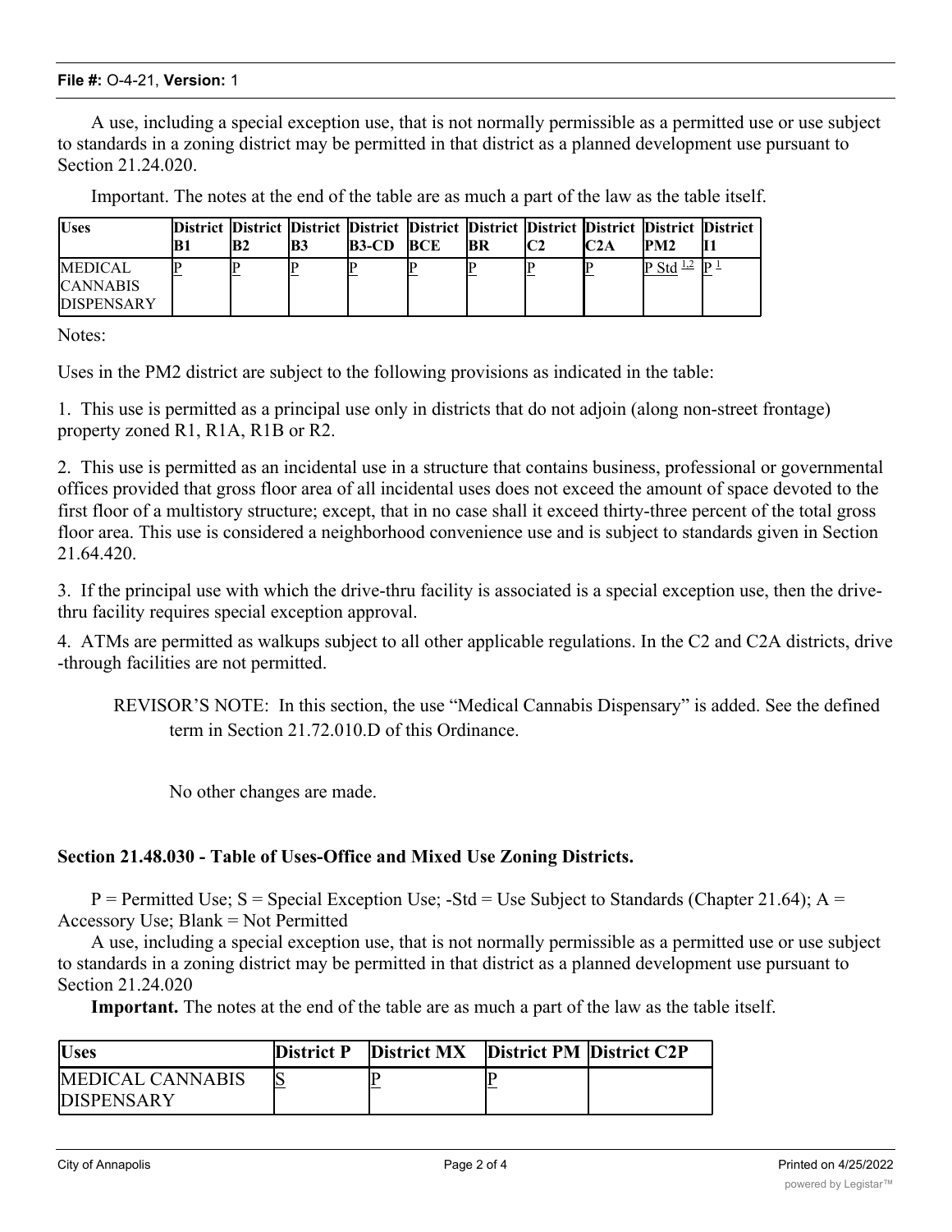A use, including a special exception use, that is not normally permissible as a permitted use or use subject to standards in a zoning district may be permitted in that district as a planned development use pursuant to Section 21.24.020.

Important. The notes at the end of the table are as much a part of the law as the table itself.

| Uses | District B1 | District B2 | District B3 | District B3-CD | District BCE | District BR | District C2 | District C2A | District PM2 | District I1 |
|---|---|---|---|---|---|---|---|---|---|---|
| MEDICAL CANNABIS DISPENSARY | P | P | P | P | P | P | P | P | P Std [1,2] | P [1] |

Notes:

Uses in the PM2 district are subject to the following provisions as indicated in the table:

1. This use is permitted as a principal use only in districts that do not adjoin (along non-street frontage) property zoned R1, R1A, R1B or R2.

2. This use is permitted as an incidental use in a structure that contains business, professional or governmental offices provided that gross floor area of all incidental uses does not exceed the amount of space devoted to the first floor of a multistory structure; except, that in no case shall it exceed thirty-three percent of the total gross floor area. This use is considered a neighborhood convenience use and is subject to standards given in Section 21.64.420.

3. If the principal use with which the drive-thru facility is associated is a special exception use, then the drive-thru facility requires special exception approval.

4. ATMs are permitted as walkups subject to all other applicable regulations. In the C2 and C2A districts, drive-through facilities are not permitted.

REVISOR'S NOTE: In this section, the use "Medical Cannabis Dispensary" is added. See the defined term in Section 21.72.010.D of this Ordinance.

No other changes are made.

**Section 21.48.030 - Table of Uses-Office and Mixed Use Zoning Districts.**

P = Permitted Use; S = Special Exception Use; -Std = Use Subject to Standards (Chapter 21.64); A = Accessory Use; Blank = Not Permitted

A use, including a special exception use, that is not normally permissible as a permitted use or use subject to standards in a zoning district may be permitted in that district as a planned development use pursuant to Section 21.24.020

**Important.** The notes at the end of the table are as much a part of the law as the table itself.

| Uses | District P | District MX | District PM | District C2P |
|---|---|---|---|---|
| MEDICAL CANNABIS DISPENSARY | S | P | P | |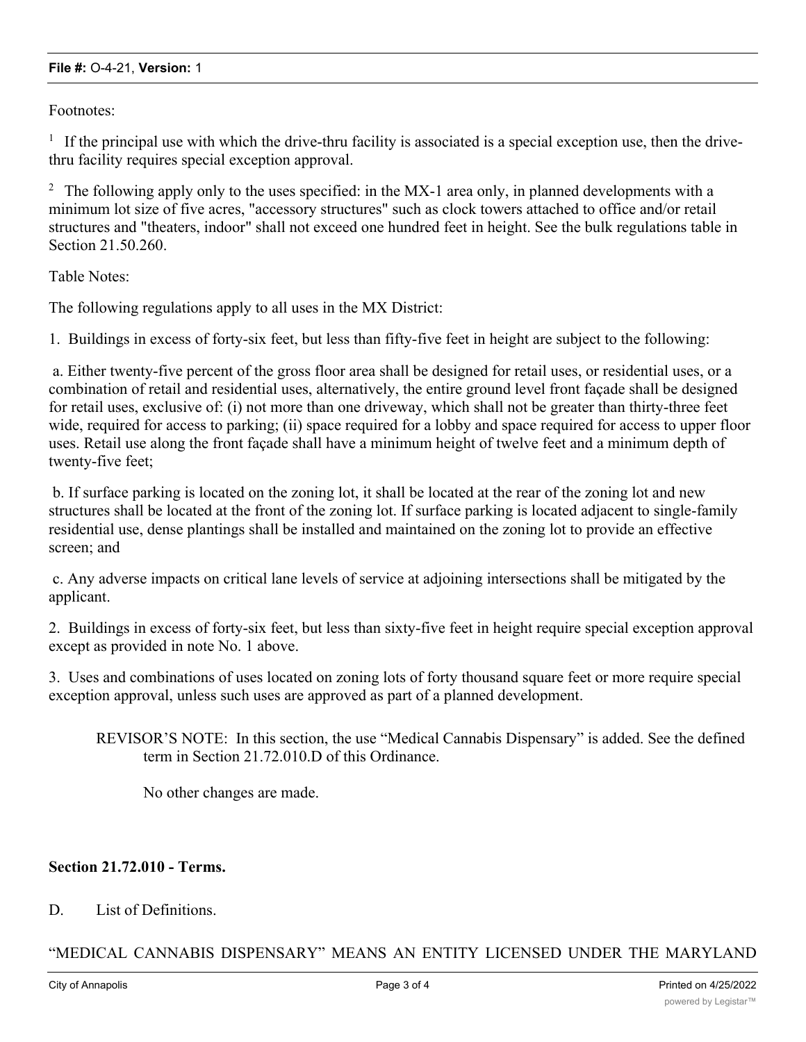Footnotes:

[1] If the principal use with which the drive-thru facility is associated is a special exception use, then the drive-thru facility requires special exception approval.

[2] The following apply only to the uses specified: in the MX-1 area only, in planned developments with a minimum lot size of five acres, "accessory structures" such as clock towers attached to office and/or retail structures and "theaters, indoor" shall not exceed one hundred feet in height. See the bulk regulations table in Section 21.50.260.

Table Notes:

The following regulations apply to all uses in the MX District:

1. Buildings in excess of forty-six feet, but less than fifty-five feet in height are subject to the following:

a. Either twenty-five percent of the gross floor area shall be designed for retail uses, or residential uses, or a combination of retail and residential uses, alternatively, the entire ground level front façade shall be designed for retail uses, exclusive of: (i) not more than one driveway, which shall not be greater than thirty-three feet wide, required for access to parking; (ii) space required for a lobby and space required for access to upper floor uses. Retail use along the front façade shall have a minimum height of twelve feet and a minimum depth of twenty-five feet;

b. If surface parking is located on the zoning lot, it shall be located at the rear of the zoning lot and new structures shall be located at the front of the zoning lot. If surface parking is located adjacent to single-family residential use, dense plantings shall be installed and maintained on the zoning lot to provide an effective screen; and

c. Any adverse impacts on critical lane levels of service at adjoining intersections shall be mitigated by the applicant.

2. Buildings in excess of forty-six feet, but less than sixty-five feet in height require special exception approval except as provided in note No. 1 above.

3. Uses and combinations of uses located on zoning lots of forty thousand square feet or more require special exception approval, unless such uses are approved as part of a planned development.

REVISOR'S NOTE: In this section, the use "Medical Cannabis Dispensary" is added. See the defined term in Section 21.72.010.D of this Ordinance.

No other changes are made.

**Section 21.72.010 - Terms.**

D. List of Definitions.

"MEDICAL CANNABIS DISPENSARY" MEANS AN ENTITY LICENSED UNDER THE MARYLAND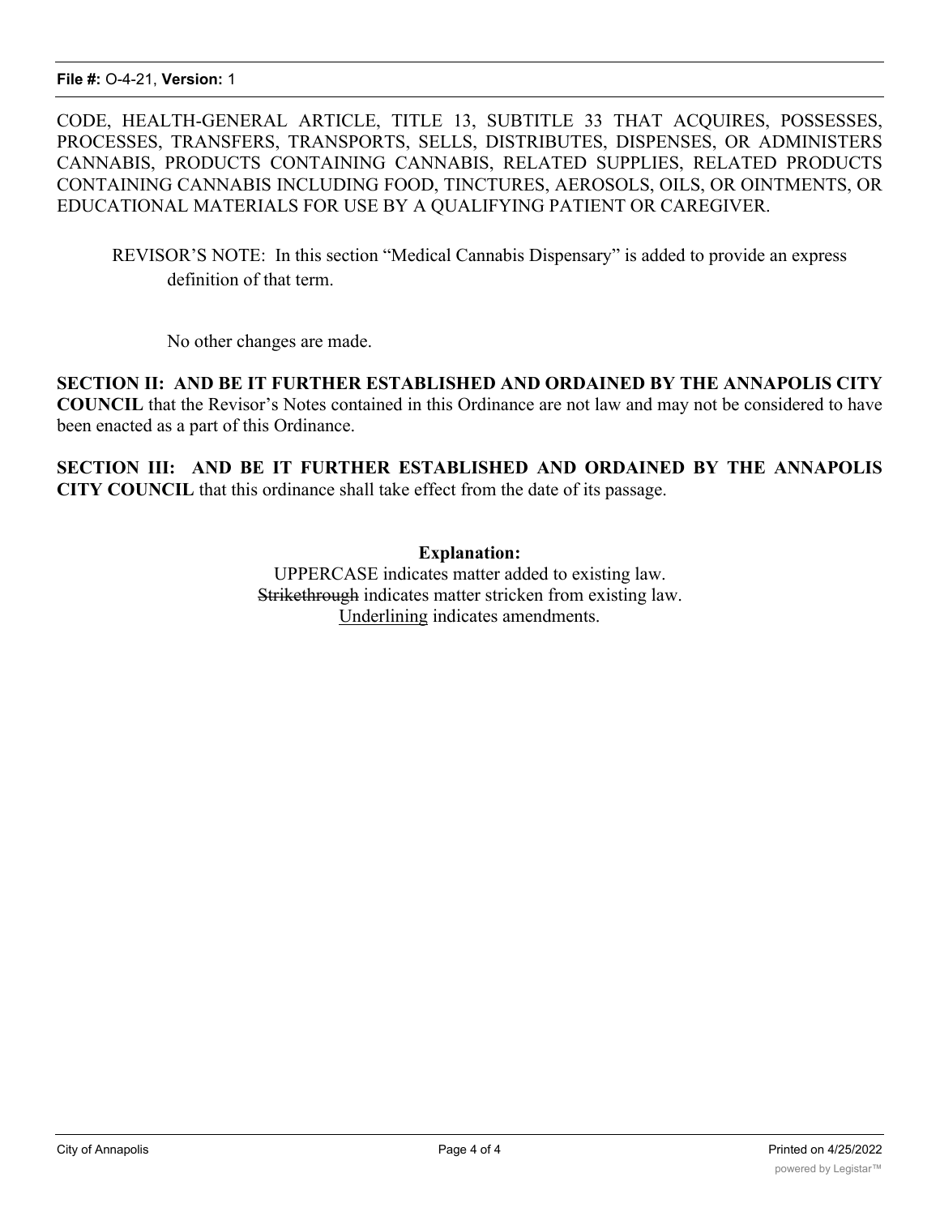CODE, HEALTH-GENERAL ARTICLE, TITLE 13, SUBTITLE 33 THAT ACQUIRES, POSSESSES, PROCESSES, TRANSFERS, TRANSPORTS, SELLS, DISTRIBUTES, DISPENSES, OR ADMINISTERS CANNABIS, PRODUCTS CONTAINING CANNABIS, RELATED SUPPLIES, RELATED PRODUCTS CONTAINING CANNABIS INCLUDING FOOD, TINCTURES, AEROSOLS, OILS, OR OINTMENTS, OR EDUCATIONAL MATERIALS FOR USE BY A QUALIFYING PATIENT OR CAREGIVER.

REVISOR'S NOTE: In this section "Medical Cannabis Dispensary" is added to provide an express definition of that term.

No other changes are made.

**SECTION II: AND BE IT FURTHER ESTABLISHED AND ORDAINED BY THE ANNAPOLIS CITY COUNCIL** that the Revisor's Notes contained in this Ordinance are not law and may not be considered to have been enacted as a part of this Ordinance.

**SECTION III: AND BE IT FURTHER ESTABLISHED AND ORDAINED BY THE ANNAPOLIS CITY COUNCIL** that this ordinance shall take effect from the date of its passage.

**Explanation:**

UPPERCASE indicates matter added to existing law.

~~Strikethrough~~ indicates matter stricken from existing law.

<u>Underlining</u> indicates amendments.